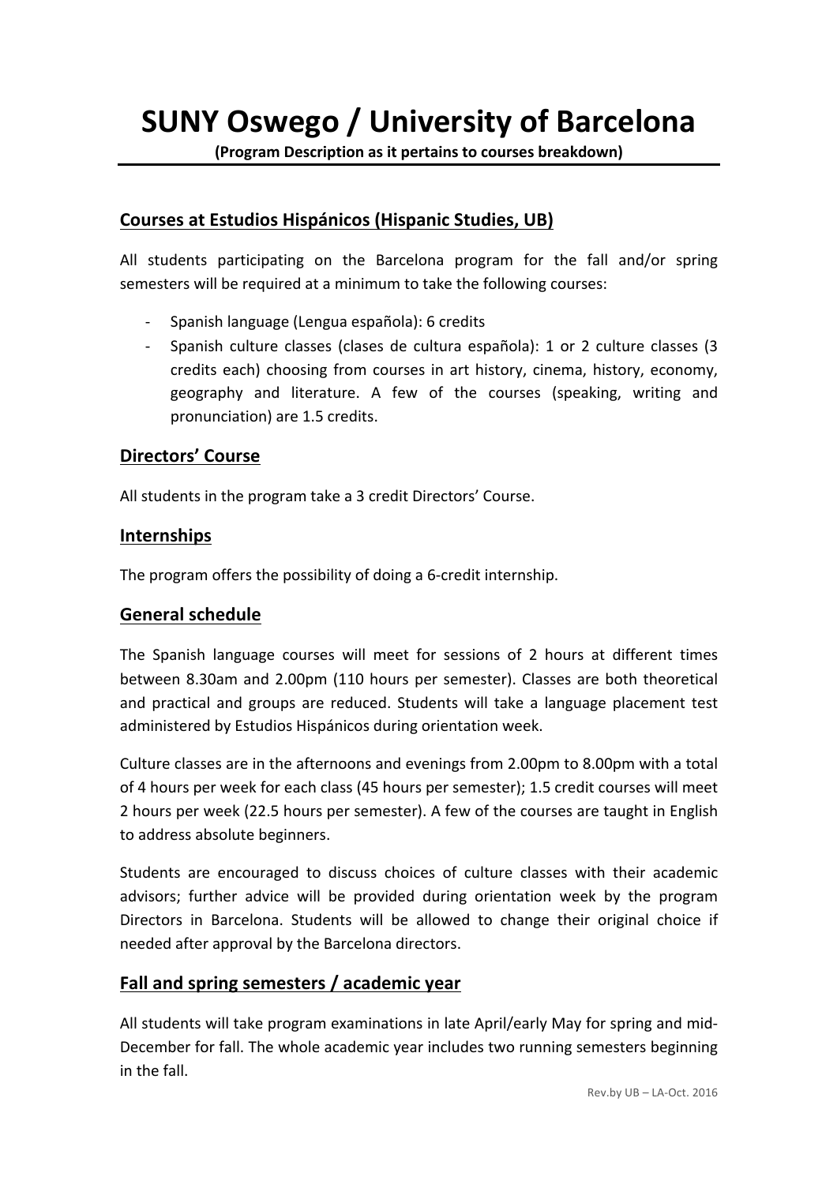# SUNY Oswego / University of Barcelona

**(Program Description as it pertains to courses breakdown)**

## Courses at Estudios Hispánicos (Hispanic Studies, UB)

All students participating on the Barcelona program for the fall and/or spring semesters will be required at a minimum to take the following courses:

- Spanish language (Lengua española): 6 credits
- Spanish culture classes (clases de cultura española): 1 or 2 culture classes (3 credits each) choosing from courses in art history, cinema, history, economy, geography and literature. A few of the courses (speaking, writing and pronunciation) are 1.5 credits.

## Directors' Course

All students in the program take a 3 credit Directors' Course.

## Internships

The program offers the possibility of doing a 6-credit internship.

## General schedule

The Spanish language courses will meet for sessions of 2 hours at different times between 8.30am and 2.00pm (110 hours per semester). Classes are both theoretical and practical and groups are reduced. Students will take a language placement test administered by Estudios Hispánicos during orientation week.

Culture classes are in the afternoons and evenings from 2.00pm to 8.00pm with a total of 4 hours per week for each class (45 hours per semester); 1.5 credit courses will meet 2 hours per week (22.5 hours per semester). A few of the courses are taught in English to address absolute beginners.

Students are encouraged to discuss choices of culture classes with their academic advisors; further advice will be provided during orientation week by the program Directors in Barcelona. Students will be allowed to change their original choice if needed after approval by the Barcelona directors.

## Fall and spring semesters / academic year

All students will take program examinations in late April/early May for spring and mid-December for fall. The whole academic year includes two running semesters beginning in the fall.

Rev.by UB – LA-Oct. 2016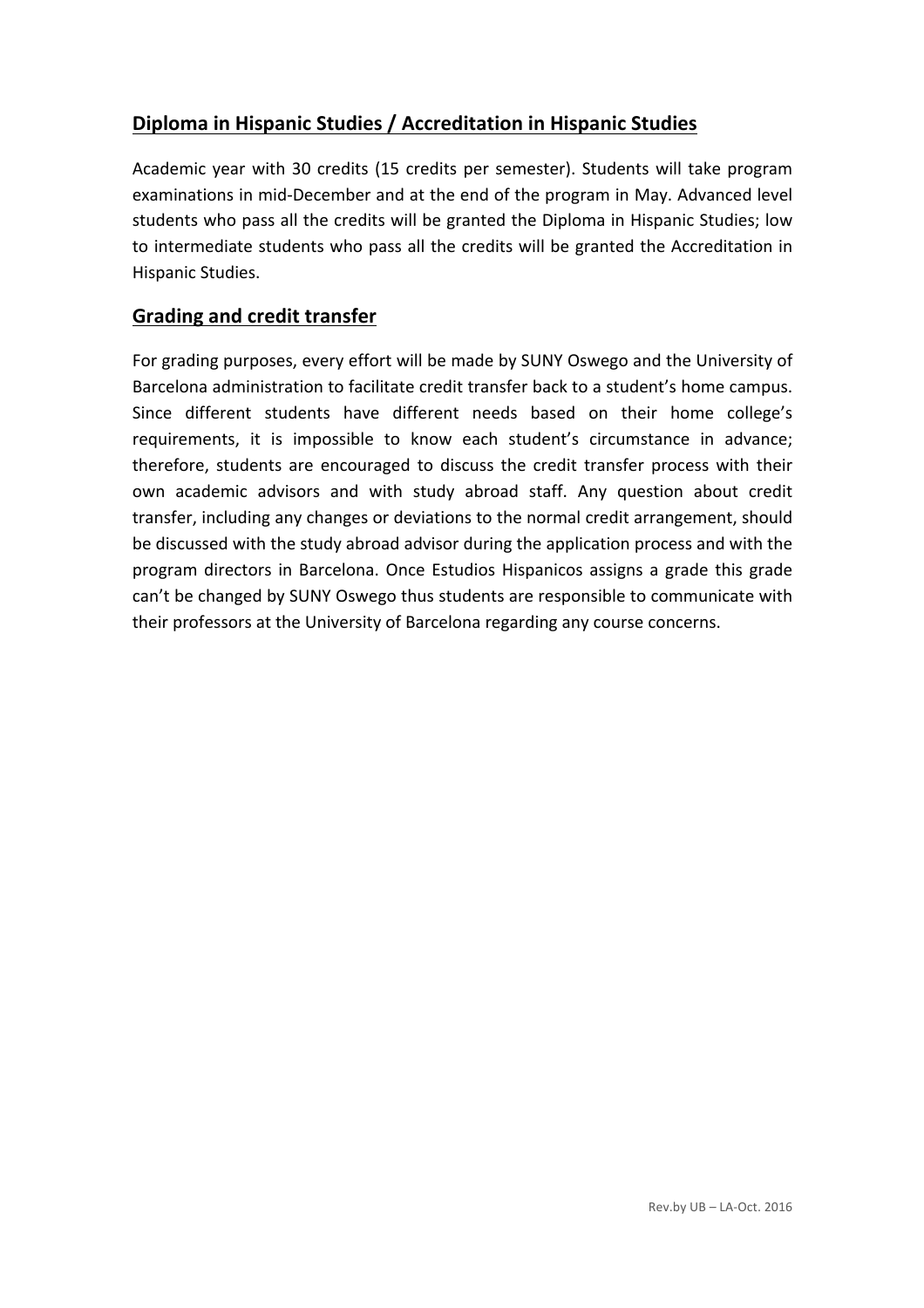## Diploma in Hispanic Studies / Accreditation in Hispanic Studies

Academic year with 30 credits (15 credits per semester). Students will take program examinations in mid-December and at the end of the program in May. Advanced level students who pass all the credits will be granted the Diploma in Hispanic Studies; low to intermediate students who pass all the credits will be granted the Accreditation in Hispanic Studies.

## Grading and credit transfer

For grading purposes, every effort will be made by SUNY Oswego and the University of Barcelona administration to facilitate credit transfer back to a student's home campus. Since different students have different needs based on their home college's requirements, it is impossible to know each student's circumstance in advance; therefore, students are encouraged to discuss the credit transfer process with their own academic advisors and with study abroad staff. Any question about credit transfer, including any changes or deviations to the normal credit arrangement, should be discussed with the study abroad advisor during the application process and with the program directors in Barcelona. Once Estudios Hispanicos assigns a grade this grade can't be changed by SUNY Oswego thus students are responsible to communicate with their professors at the University of Barcelona regarding any course concerns.

Rev.by UB – LA-Oct. 2016